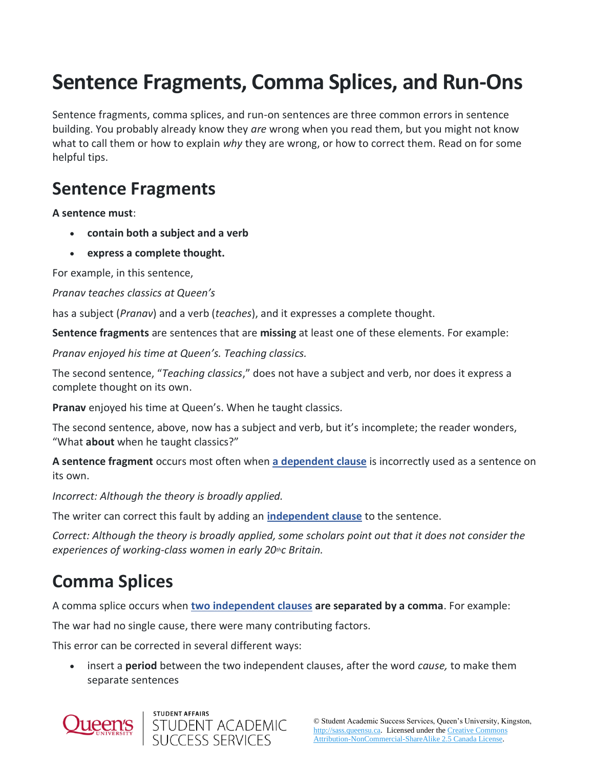# Sentence Fragments, Comma Splices, and Run-Ons

Sentence fragments, comma splices, and run-on sentences are three common errors in sentence building. You probably already know they *are* wrong when you read them, but you might not know what to call them or how to explain *why* they are wrong, or how to correct them. Read on for some helpful tips.

## Sentence Fragments

**A sentence must**:

- **contain both a subject and a verb**
- **express a complete thought.**

For example, in this sentence,

*Pranav teaches classics at Queen's*

has a subject (*Pranav*) and a verb (*teaches*), and it expresses a complete thought.

**Sentence fragments** are sentences that are **missing** at least one of these elements. For example:

*Pranav enjoyed his time at Queen's. Teaching classics.*

The second sentence, "*Teaching classics*," does not have a subject and verb, nor does it express a complete thought on its own.

**Pranav** enjoyed his time at Queen's. When he taught classics.

The second sentence, above, now has a subject and verb, but it's incomplete; the reader wonders, "What **about** when he taught classics?"

**A sentence fragment** occurs most often when **a dependent clause** is incorrectly used as a sentence on its own.

*Incorrect: Although the theory is broadly applied.*

The writer can correct this fault by adding an **independent clause** to the sentence.

*Correct: Although the theory is broadly applied, some scholars point out that it does not consider the experiences of working-class women in early 20thc Britain.*

## Comma Splices

A comma splice occurs when **two independent clauses are separated by a comma**. For example:

The war had no single cause, there were many contributing factors.

This error can be corrected in several different ways:

- insert a **period** between the two independent clauses, after the word *cause,* to make them separate sentences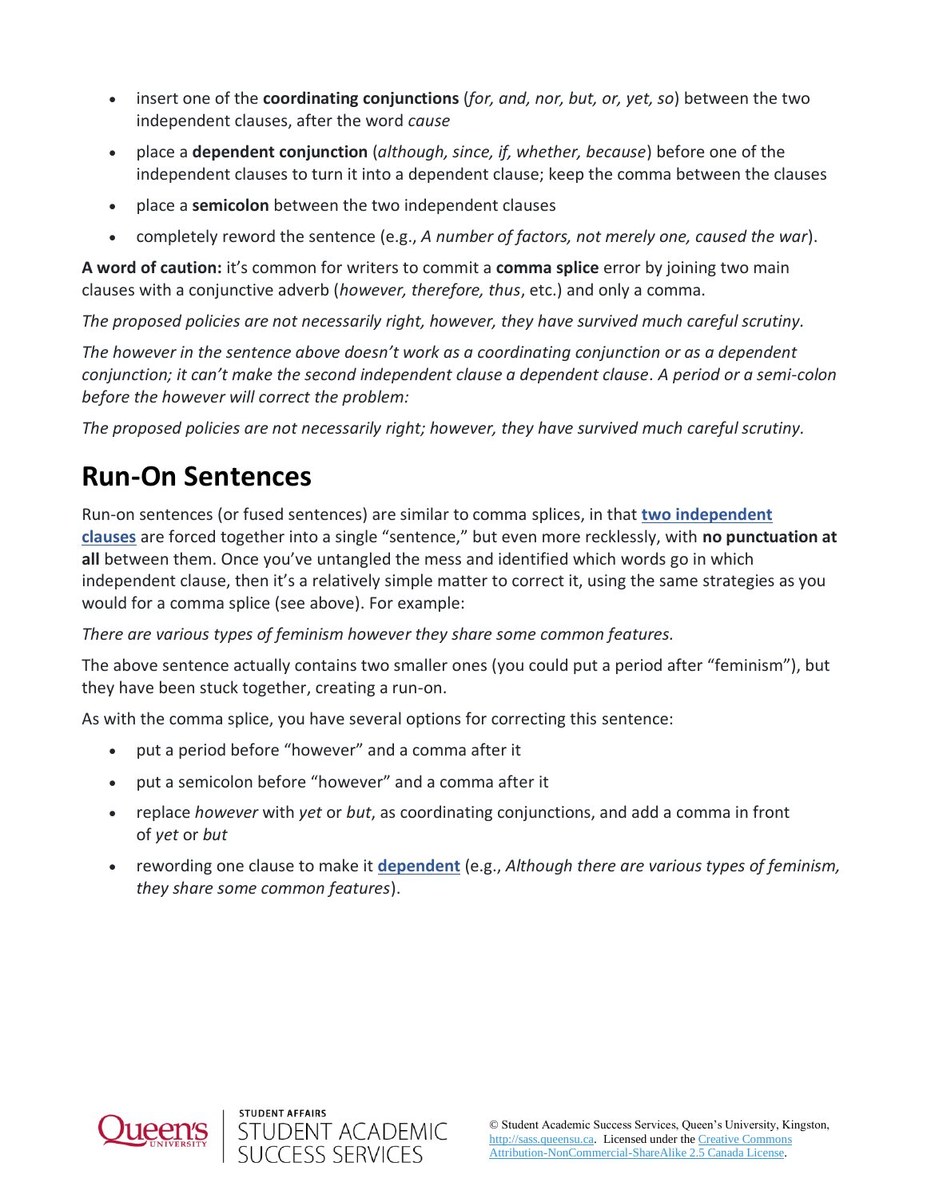- insert one of the **coordinating conjunctions** (*for, and, nor, but, or, yet, so*) between the two independent clauses, after the word *cause*
- place a **dependent conjunction** (*although, since, if, whether, because*) before one of the independent clauses to turn it into a dependent clause; keep the comma between the clauses
- place a **semicolon** between the two independent clauses
- completely reword the sentence (e.g., *A number of factors, not merely one, caused the war*).

**A word of caution:** it's common for writers to commit a **comma splice** error by joining two main clauses with a conjunctive adverb (*however, therefore, thus*, etc.) and only a comma.

*The proposed policies are not necessarily right, however, they have survived much careful scrutiny.*

*The however in the sentence above doesn't work as a coordinating conjunction or as a dependent conjunction; it can't make the second independent clause a dependent clause. A period or a semi-colon before the however will correct the problem:*

*The proposed policies are not necessarily right; however, they have survived much careful scrutiny.*

## Run-On Sentences

Run-on sentences (or fused sentences) are similar to comma splices, in that **two independent clauses** are forced together into a single "sentence," but even more recklessly, with **no punctuation at all** between them. Once you've untangled the mess and identified which words go in which independent clause, then it's a relatively simple matter to correct it, using the same strategies as you would for a comma splice (see above). For example:

*There are various types of feminism however they share some common features.*

The above sentence actually contains two smaller ones (you could put a period after "feminism"), but they have been stuck together, creating a run-on.

As with the comma splice, you have several options for correcting this sentence:

- put a period before "however" and a comma after it
- put a semicolon before "however" and a comma after it
- replace *however* with *yet* or *but*, as coordinating conjunctions, and add a comma in front of *yet* or *but*
- rewording one clause to make it **dependent** (e.g., *Although there are various types of feminism, they share some common features*).

© Student Academic Success Services, Queen's University, Kingston, http://sass.queensu.ca. Licensed under the Creative Commons Attribution-NonCommercial-ShareAlike 2.5 Canada License.